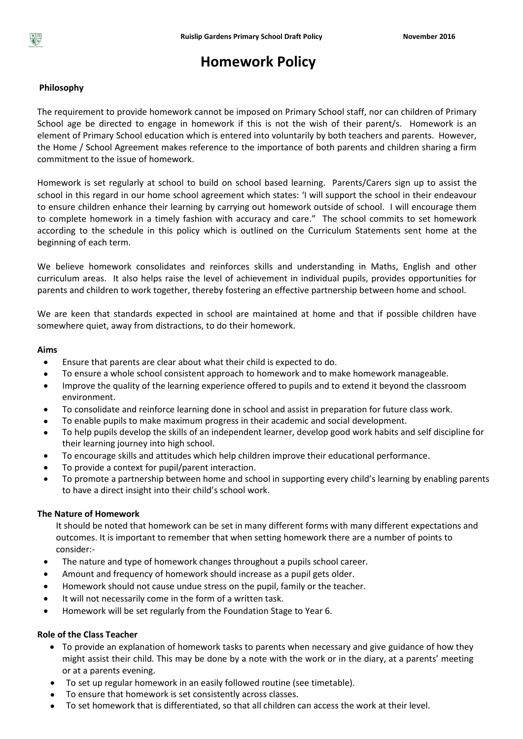# Homework Policy

**Philosophy**

The requirement to provide homework cannot be imposed on Primary School staff, nor can children of Primary School age be directed to engage in homework if this is not the wish of their parent/s. Homework is an element of Primary School education which is entered into voluntarily by both teachers and parents. However, the Home / School Agreement makes reference to the importance of both parents and children sharing a firm commitment to the issue of homework.

Homework is set regularly at school to build on school based learning. Parents/Carers sign up to assist the school in this regard in our home school agreement which states: 'I will support the school in their endeavour to ensure children enhance their learning by carrying out homework outside of school. I will encourage them to complete homework in a timely fashion with accuracy and care." The school commits to set homework according to the schedule in this policy which is outlined on the Curriculum Statements sent home at the beginning of each term.

We believe homework consolidates and reinforces skills and understanding in Maths, English and other curriculum areas. It also helps raise the level of achievement in individual pupils, provides opportunities for parents and children to work together, thereby fostering an effective partnership between home and school.

We are keen that standards expected in school are maintained at home and that if possible children have somewhere quiet, away from distractions, to do their homework.

**Aims**

- Ensure that parents are clear about what their child is expected to do.
- To ensure a whole school consistent approach to homework and to make homework manageable.
- Improve the quality of the learning experience offered to pupils and to extend it beyond the classroom environment.
- To consolidate and reinforce learning done in school and assist in preparation for future class work.
- To enable pupils to make maximum progress in their academic and social development.
- To help pupils develop the skills of an independent learner, develop good work habits and self discipline for their learning journey into high school.
- To encourage skills and attitudes which help children improve their educational performance.
- To provide a context for pupil/parent interaction.
- To promote a partnership between home and school in supporting every child's learning by enabling parents to have a direct insight into their child's school work.

**The Nature of Homework**

It should be noted that homework can be set in many different forms with many different expectations and outcomes. It is important to remember that when setting homework there are a number of points to consider:-

- The nature and type of homework changes throughout a pupils school career.
- Amount and frequency of homework should increase as a pupil gets older.
- Homework should not cause undue stress on the pupil, family or the teacher.
- It will not necessarily come in the form of a written task.
- Homework will be set regularly from the Foundation Stage to Year 6.

**Role of the Class Teacher**

- To provide an explanation of homework tasks to parents when necessary and give guidance of how they might assist their child. This may be done by a note with the work or in the diary, at a parents' meeting or at a parents evening.
- To set up regular homework in an easily followed routine (see timetable).
- To ensure that homework is set consistently across classes.
- To set homework that is differentiated, so that all children can access the work at their level.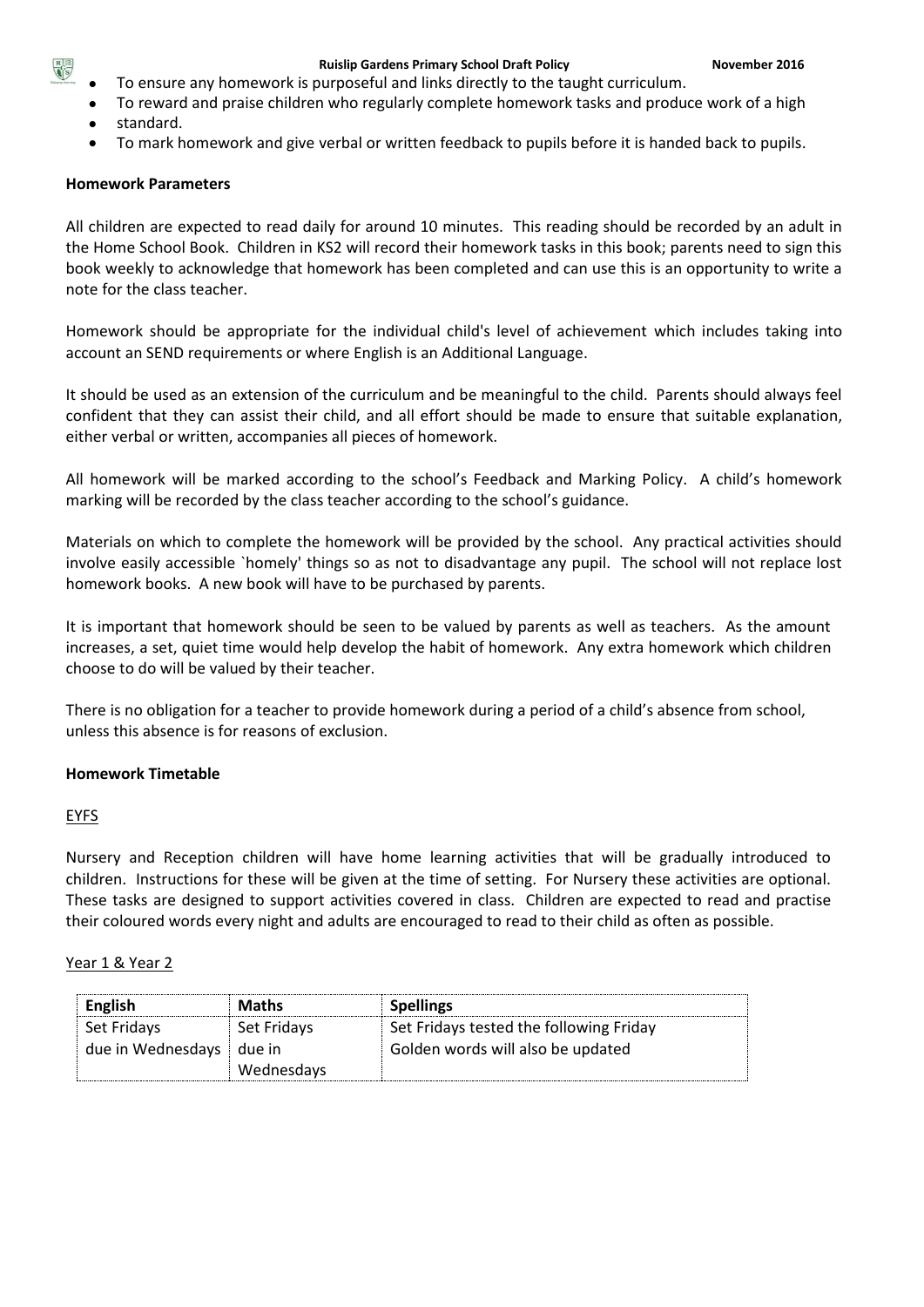- To ensure any homework is purposeful and links directly to the taught curriculum.
- To reward and praise children who regularly complete homework tasks and produce work of a high
- standard.
- To mark homework and give verbal or written feedback to pupils before it is handed back to pupils.

**Homework Parameters**

All children are expected to read daily for around 10 minutes. This reading should be recorded by an adult in the Home School Book. Children in KS2 will record their homework tasks in this book; parents need to sign this book weekly to acknowledge that homework has been completed and can use this is an opportunity to write a note for the class teacher.

Homework should be appropriate for the individual child's level of achievement which includes taking into account an SEND requirements or where English is an Additional Language.

It should be used as an extension of the curriculum and be meaningful to the child. Parents should always feel confident that they can assist their child, and all effort should be made to ensure that suitable explanation, either verbal or written, accompanies all pieces of homework.

All homework will be marked according to the school's Feedback and Marking Policy. A child's homework marking will be recorded by the class teacher according to the school's guidance.

Materials on which to complete the homework will be provided by the school. Any practical activities should involve easily accessible `homely' things so as not to disadvantage any pupil. The school will not replace lost homework books. A new book will have to be purchased by parents.

It is important that homework should be seen to be valued by parents as well as teachers. As the amount increases, a set, quiet time would help develop the habit of homework. Any extra homework which children choose to do will be valued by their teacher.

There is no obligation for a teacher to provide homework during a period of a child's absence from school, unless this absence is for reasons of exclusion.

**Homework Timetable**

EYFS

Nursery and Reception children will have home learning activities that will be gradually introduced to children. Instructions for these will be given at the time of setting. For Nursery these activities are optional. These tasks are designed to support activities covered in class. Children are expected to read and practise their coloured words every night and adults are encouraged to read to their child as often as possible.

Year 1 & Year 2

| English | Maths | Spellings |
|---|---|---|
| Set Fridays due in Wednesdays | Set Fridays due in Wednesdays | Set Fridays tested the following Friday Golden words will also be updated |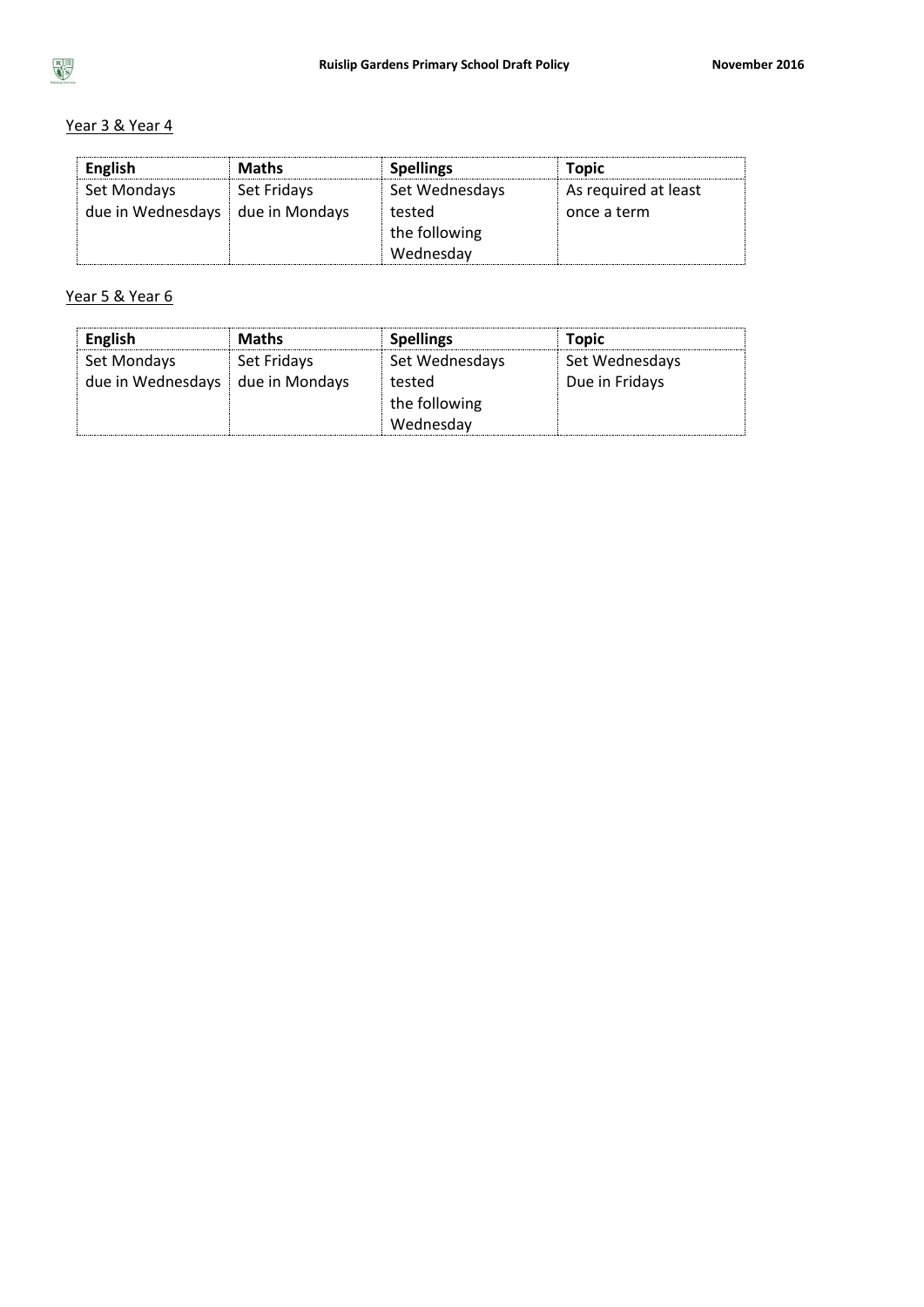Year 3 & Year 4

| English | Maths | Spellings | Topic |
| --- | --- | --- | --- |
| Set Mondays due in Wednesdays | Set Fridays due in Mondays | Set Wednesdays tested the following Wednesday | As required at least once a term |

Year 5 & Year 6

| English | Maths | Spellings | Topic |
| --- | --- | --- | --- |
| Set Mondays due in Wednesdays | Set Fridays due in Mondays | Set Wednesdays tested the following Wednesday | Set Wednesdays Due in Fridays |